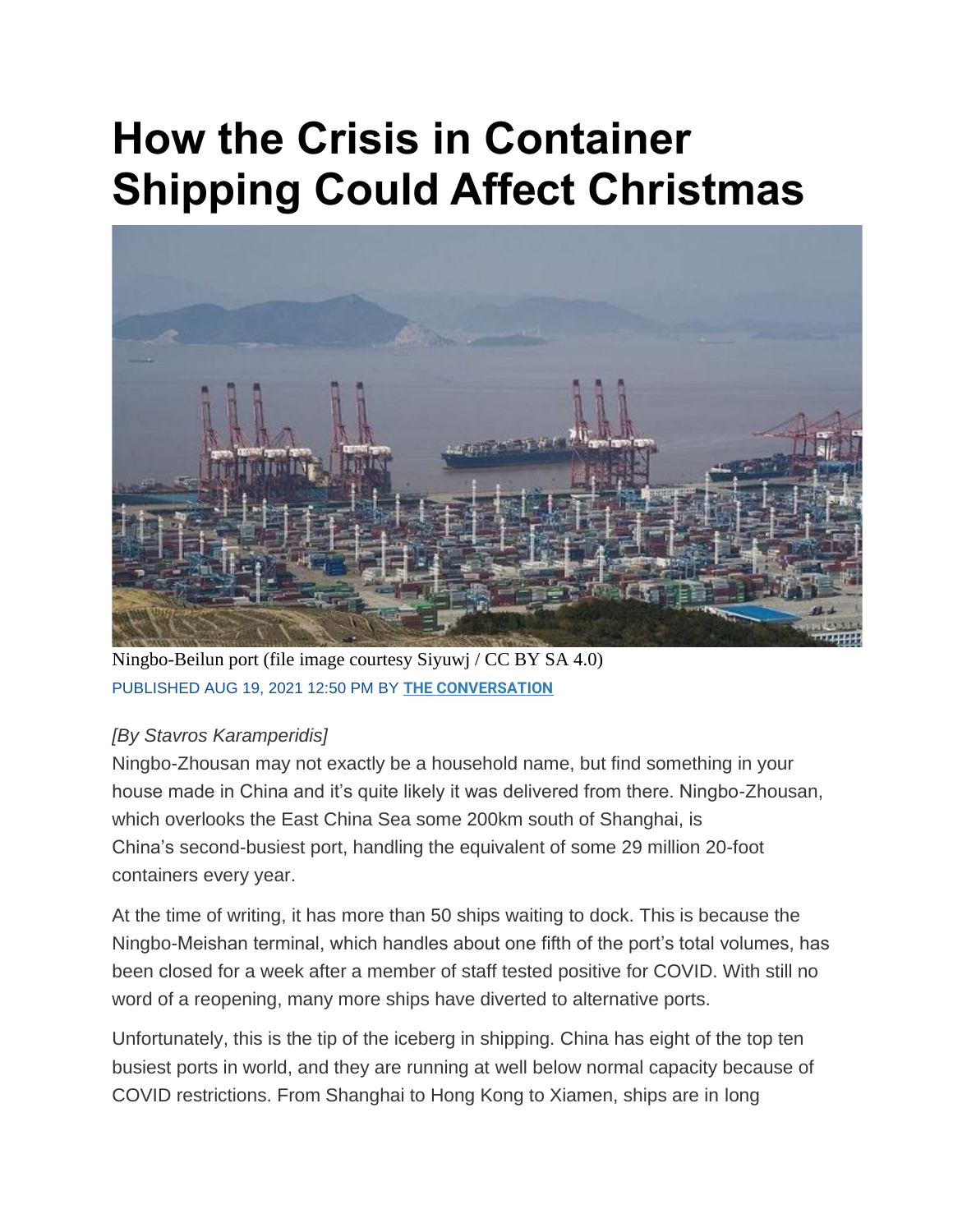# How the Crisis in Container Shipping Could Affect Christmas

Ningbo-Beilun port (file image courtesy Siyuwj / CC BY SA 4.0)

PUBLISHED AUG 19, 2021 12:50 PM BY **THE CONVERSATION**

*[By Stavros Karamperidis]*

Ningbo-Zhousan may not exactly be a household name, but find something in your house made in China and it's quite likely it was delivered from there. Ningbo-Zhousan, which overlooks the East China Sea some 200km south of Shanghai, is China's second-busiest port, handling the equivalent of some 29 million 20-foot containers every year.

At the time of writing, it has more than 50 ships waiting to dock. This is because the Ningbo-Meishan terminal, which handles about one fifth of the port's total volumes, has been closed for a week after a member of staff tested positive for COVID. With still no word of a reopening, many more ships have diverted to alternative ports.

Unfortunately, this is the tip of the iceberg in shipping. China has eight of the top ten busiest ports in world, and they are running at well below normal capacity because of COVID restrictions. From Shanghai to Hong Kong to Xiamen, ships are in long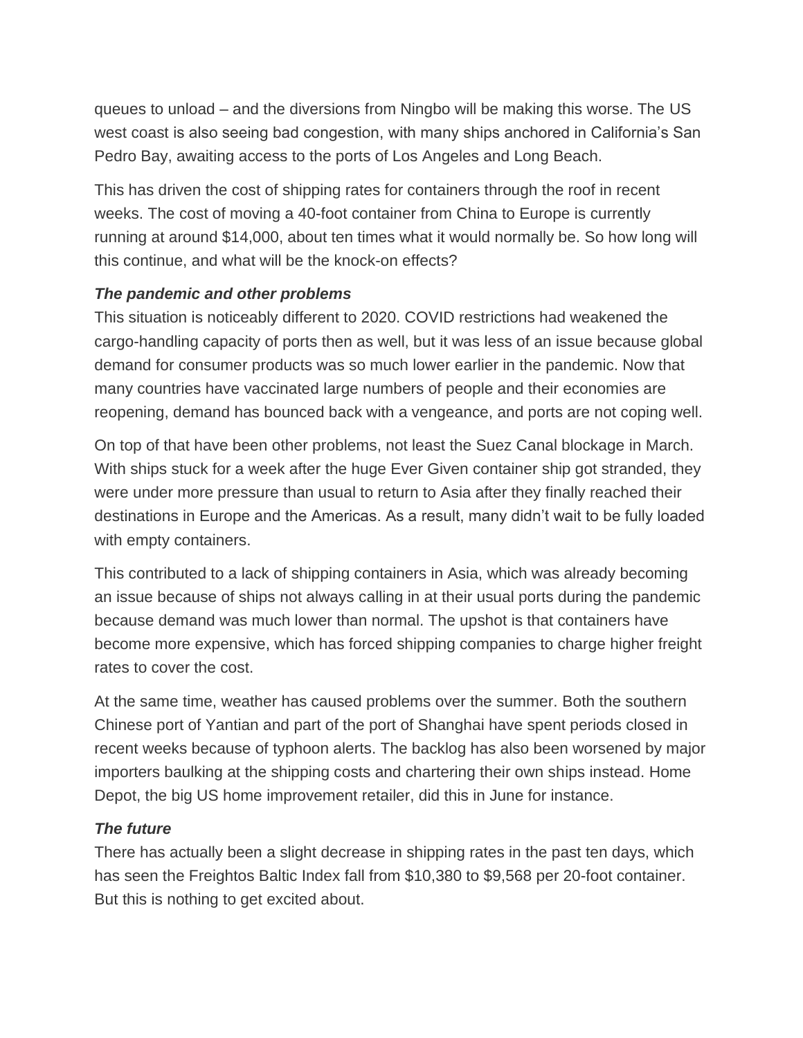queues to unload – and the diversions from Ningbo will be making this worse. The US west coast is also seeing bad congestion, with many ships anchored in California's San Pedro Bay, awaiting access to the ports of Los Angeles and Long Beach.

This has driven the cost of shipping rates for containers through the roof in recent weeks. The cost of moving a 40-foot container from China to Europe is currently running at around $14,000, about ten times what it would normally be. So how long will this continue, and what will be the knock-on effects?

### *The pandemic and other problems*

This situation is noticeably different to 2020. COVID restrictions had weakened the cargo-handling capacity of ports then as well, but it was less of an issue because global demand for consumer products was so much lower earlier in the pandemic. Now that many countries have vaccinated large numbers of people and their economies are reopening, demand has bounced back with a vengeance, and ports are not coping well.

On top of that have been other problems, not least the Suez Canal blockage in March. With ships stuck for a week after the huge Ever Given container ship got stranded, they were under more pressure than usual to return to Asia after they finally reached their destinations in Europe and the Americas. As a result, many didn't wait to be fully loaded with empty containers.

This contributed to a lack of shipping containers in Asia, which was already becoming an issue because of ships not always calling in at their usual ports during the pandemic because demand was much lower than normal. The upshot is that containers have become more expensive, which has forced shipping companies to charge higher freight rates to cover the cost.

At the same time, weather has caused problems over the summer. Both the southern Chinese port of Yantian and part of the port of Shanghai have spent periods closed in recent weeks because of typhoon alerts. The backlog has also been worsened by major importers baulking at the shipping costs and chartering their own ships instead. Home Depot, the big US home improvement retailer, did this in June for instance.

### *The future*

There has actually been a slight decrease in shipping rates in the past ten days, which has seen the Freightos Baltic Index fall from $10,380 to $9,568 per 20-foot container. But this is nothing to get excited about.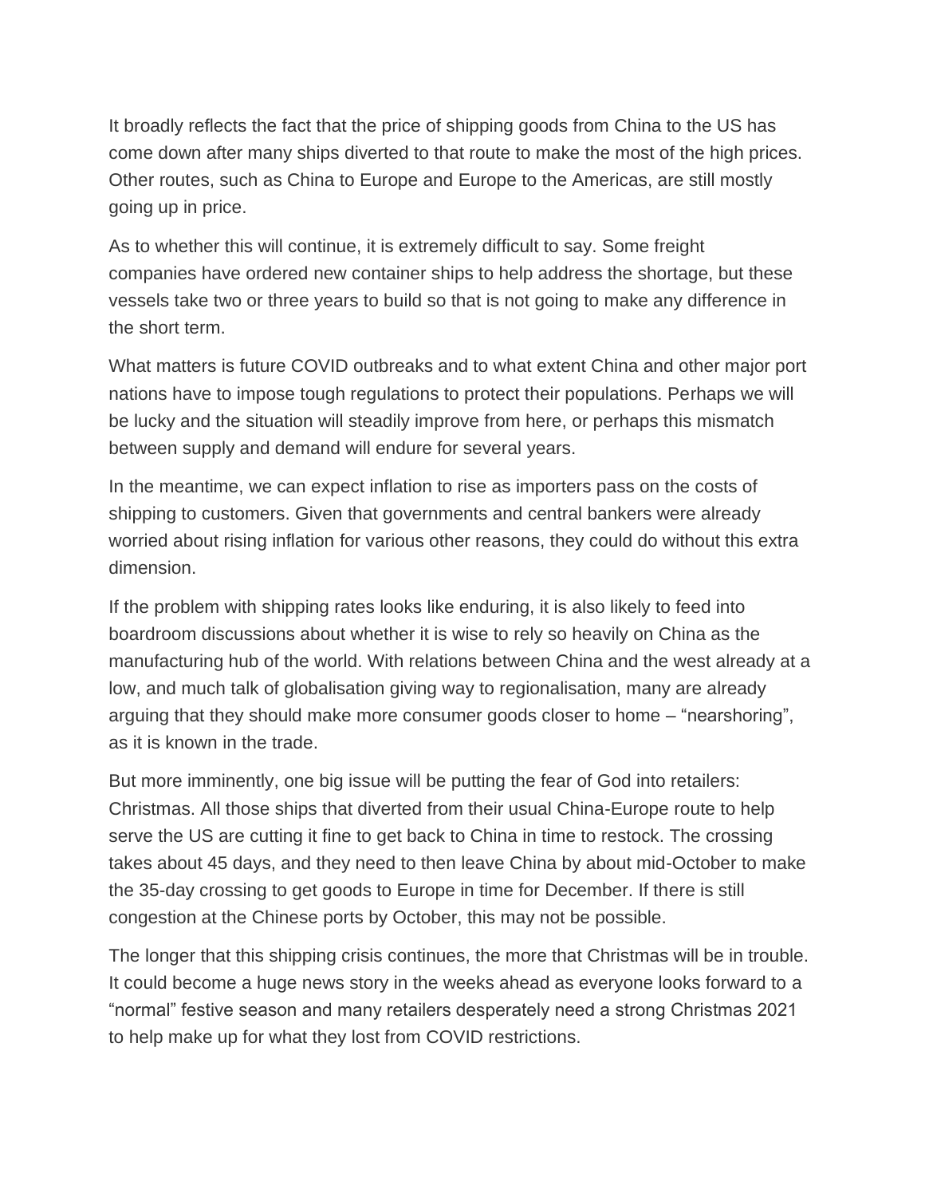It broadly reflects the fact that the price of shipping goods from China to the US has come down after many ships diverted to that route to make the most of the high prices. Other routes, such as China to Europe and Europe to the Americas, are still mostly going up in price.

As to whether this will continue, it is extremely difficult to say. Some freight companies have ordered new container ships to help address the shortage, but these vessels take two or three years to build so that is not going to make any difference in the short term.

What matters is future COVID outbreaks and to what extent China and other major port nations have to impose tough regulations to protect their populations. Perhaps we will be lucky and the situation will steadily improve from here, or perhaps this mismatch between supply and demand will endure for several years.

In the meantime, we can expect inflation to rise as importers pass on the costs of shipping to customers. Given that governments and central bankers were already worried about rising inflation for various other reasons, they could do without this extra dimension.

If the problem with shipping rates looks like enduring, it is also likely to feed into boardroom discussions about whether it is wise to rely so heavily on China as the manufacturing hub of the world. With relations between China and the west already at a low, and much talk of globalisation giving way to regionalisation, many are already arguing that they should make more consumer goods closer to home – "nearshoring", as it is known in the trade.

But more imminently, one big issue will be putting the fear of God into retailers: Christmas. All those ships that diverted from their usual China-Europe route to help serve the US are cutting it fine to get back to China in time to restock. The crossing takes about 45 days, and they need to then leave China by about mid-October to make the 35-day crossing to get goods to Europe in time for December. If there is still congestion at the Chinese ports by October, this may not be possible.

The longer that this shipping crisis continues, the more that Christmas will be in trouble. It could become a huge news story in the weeks ahead as everyone looks forward to a "normal" festive season and many retailers desperately need a strong Christmas 2021 to help make up for what they lost from COVID restrictions.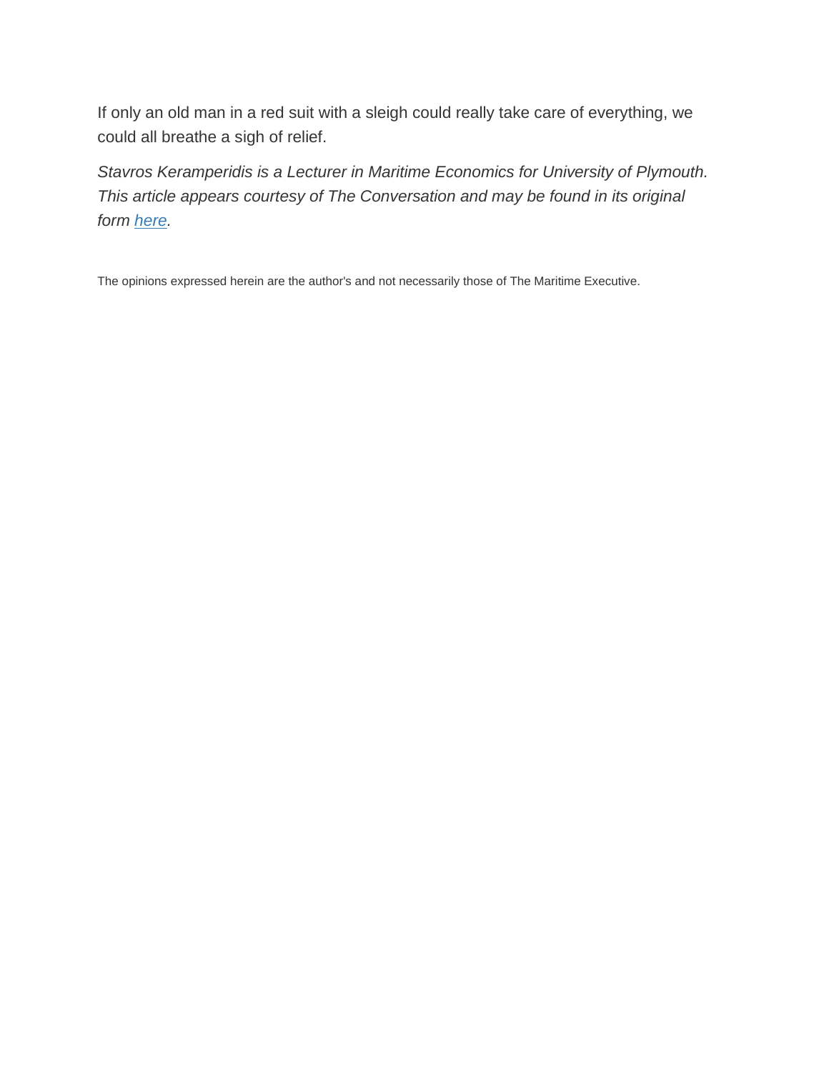If only an old man in a red suit with a sleigh could really take care of everything, we could all breathe a sigh of relief.

*Stavros Keramperidis is a Lecturer in Maritime Economics for University of Plymouth. This article appears courtesy of The Conversation and may be found in its original form [here](here).*

The opinions expressed herein are the author's and not necessarily those of The Maritime Executive.